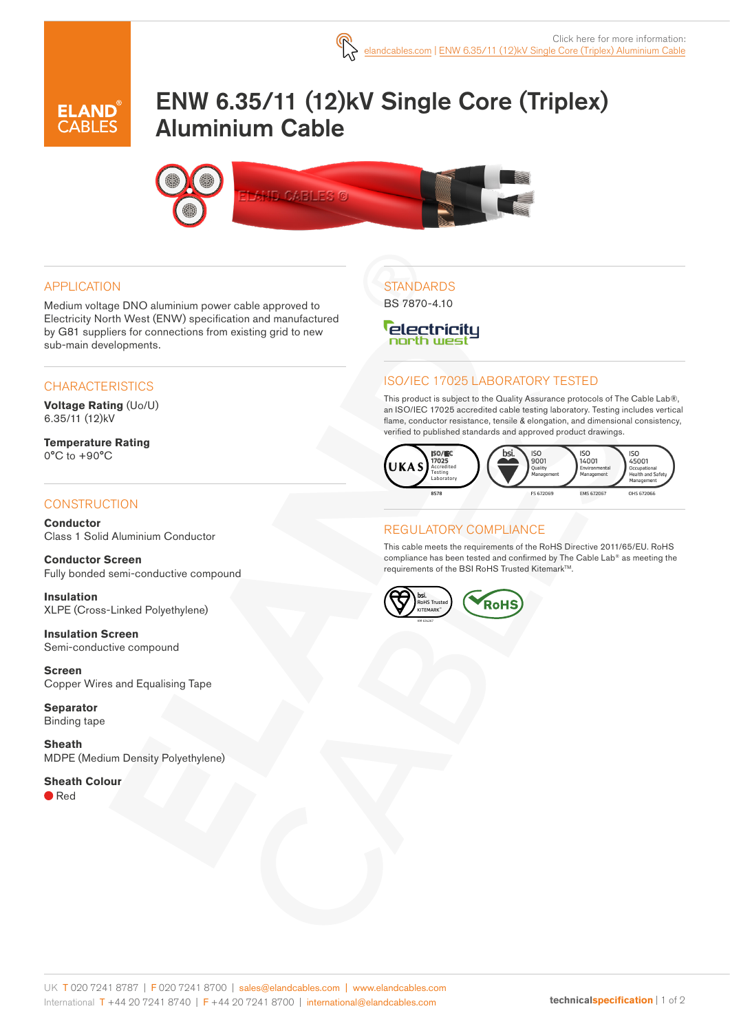Click here for more information: elandcables.com | ENW 6.35/11 (12)kV Single Core (Triplex) Aluminium Cable

# ENW 6.35/11 (12)kV Single Core (Triplex) Aluminium Cable

## APPLICATION

Medium voltage DNO aluminium power cable approved to Electricity North West (ENW) specification and manufactured by G81 suppliers for connections from existing grid to new sub-main developments.

## CHARACTERISTICS

**Voltage Rating** (Uo/U)
6.35/11 (12)kV

**Temperature Rating**
0°C to +90°C

## CONSTRUCTION

**Conductor**
Class 1 Solid Aluminium Conductor

**Conductor Screen**
Fully bonded semi-conductive compound

**Insulation**
XLPE (Cross-Linked Polyethylene)

**Insulation Screen**
Semi-conductive compound

**Screen**
Copper Wires and Equalising Tape

**Separator**
Binding tape

**Sheath**
MDPE (Medium Density Polyethylene)

**Sheath Colour**
Red

## STANDARDS

BS 7870-4.10

## ISO/IEC 17025 LABORATORY TESTED

This product is subject to the Quality Assurance protocols of The Cable Lab®, an ISO/IEC 17025 accredited cable testing laboratory. Testing includes vertical flame, conductor resistance, tensile & elongation, and dimensional consistency, verified to published standards and approved product drawings.

UKAS ISO/IEC 17025 Accredited Testing Laboratory 8578 | bsi. ISO 9001 Quality Management FS 672069 | ISO 14001 Environmental Management EMS 672067 | ISO 45001 Occupational Health and Safety Management OHS 672066

## REGULATORY COMPLIANCE

This cable meets the requirements of the RoHS Directive 2011/65/EU. RoHS compliance has been tested and confirmed by The Cable Lab® as meeting the requirements of the BSI RoHS Trusted Kitemark™.

bsi. RoHS Trusted KITEMARK™ | RoHS

UK T 020 7241 8787 | F 020 7241 8700 | sales@elandcables.com | www.elandcables.com
International T +44 20 7241 8740 | F +44 20 7241 8700 | international@elandcables.com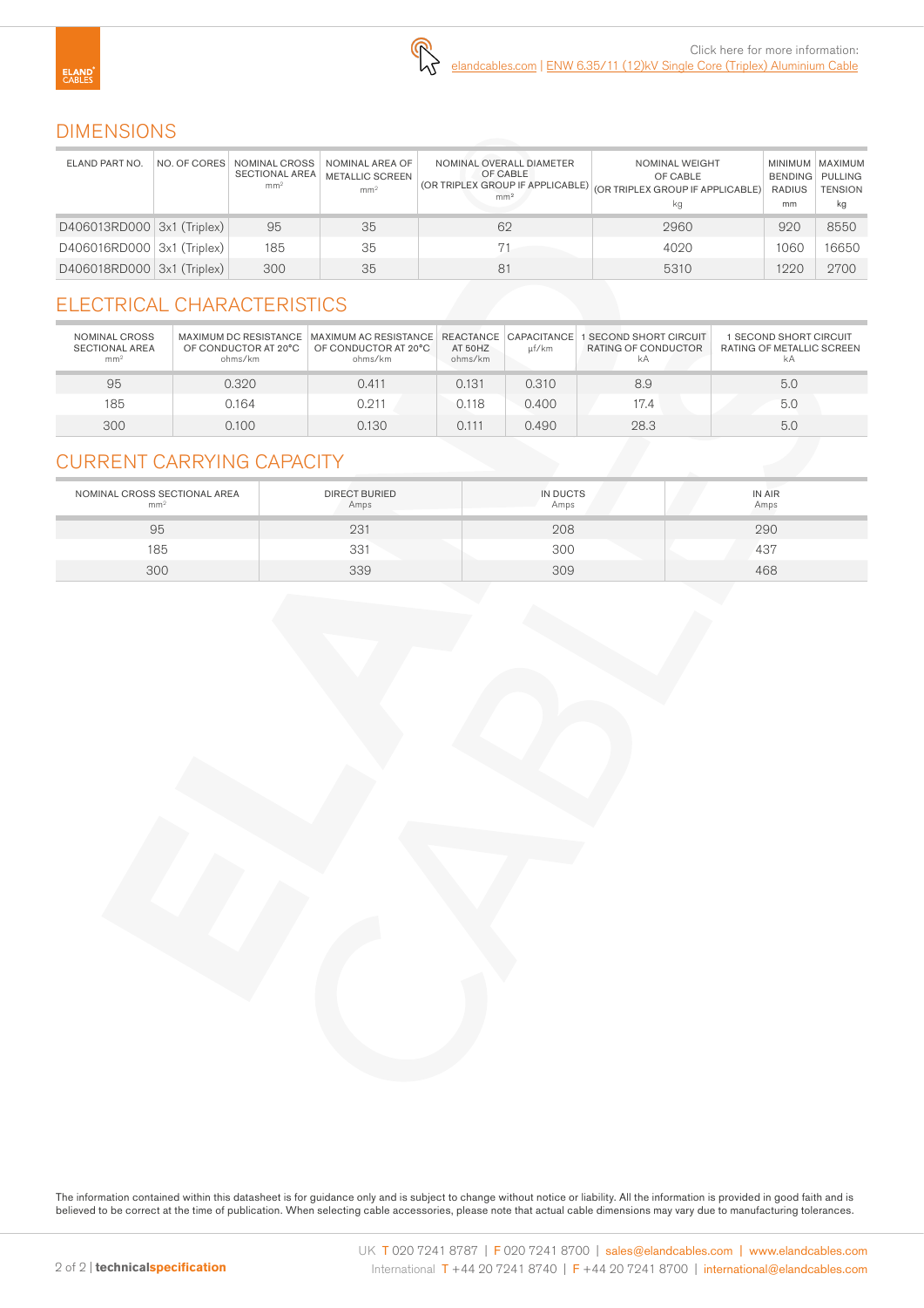Click here for more information:
elandcables.com | ENW 6.35/11 (12)kV Single Core (Triplex) Aluminium Cable

## DIMENSIONS

| ELAND PART NO. | NO. OF CORES | NOMINAL CROSS SECTIONAL AREA mm² | NOMINAL AREA OF METALLIC SCREEN mm² | NOMINAL OVERALL DIAMETER OF CABLE (OR TRIPLEX GROUP IF APPLICABLE) mm² | NOMINAL WEIGHT OF CABLE (OR TRIPLEX GROUP IF APPLICABLE) kg | MINIMUM BENDING RADIUS mm | MAXIMUM PULLING TENSION kg |
|---|---|---|---|---|---|---|---|
| D406013RD000 | 3x1 (Triplex) | 95 | 35 | 62 | 2960 | 920 | 8550 |
| D406016RD000 | 3x1 (Triplex) | 185 | 35 | 71 | 4020 | 1060 | 16650 |
| D406018RD000 | 3x1 (Triplex) | 300 | 35 | 81 | 5310 | 1220 | 2700 |

## ELECTRICAL CHARACTERISTICS

| NOMINAL CROSS SECTIONAL AREA mm² | MAXIMUM DC RESISTANCE OF CONDUCTOR AT 20°C ohms/km | MAXIMUM AC RESISTANCE OF CONDUCTOR AT 20°C ohms/km | REACTANCE AT 50HZ ohms/km | CAPACITANCE µf/km | 1 SECOND SHORT CIRCUIT RATING OF CONDUCTOR kA | 1 SECOND SHORT CIRCUIT RATING OF METALLIC SCREEN kA |
|---|---|---|---|---|---|---|
| 95 | 0.320 | 0.411 | 0.131 | 0.310 | 8.9 | 5.0 |
| 185 | 0.164 | 0.211 | 0.118 | 0.400 | 17.4 | 5.0 |
| 300 | 0.100 | 0.130 | 0.111 | 0.490 | 28.3 | 5.0 |

## CURRENT CARRYING CAPACITY

| NOMINAL CROSS SECTIONAL AREA mm² | DIRECT BURIED Amps | IN DUCTS Amps | IN AIR Amps |
|---|---|---|---|
| 95 | 231 | 208 | 290 |
| 185 | 331 | 300 | 437 |
| 300 | 339 | 309 | 468 |

The information contained within this datasheet is for guidance only and is subject to change without notice or liability. All the information is provided in good faith and is believed to be correct at the time of publication. When selecting cable accessories, please note that actual cable dimensions may vary due to manufacturing tolerances.

UK T 020 7241 8787 | F 020 7241 8700 | sales@elandcables.com | www.elandcables.com
International T +44 20 7241 8740 | F +44 20 7241 8700 | international@elandcables.com